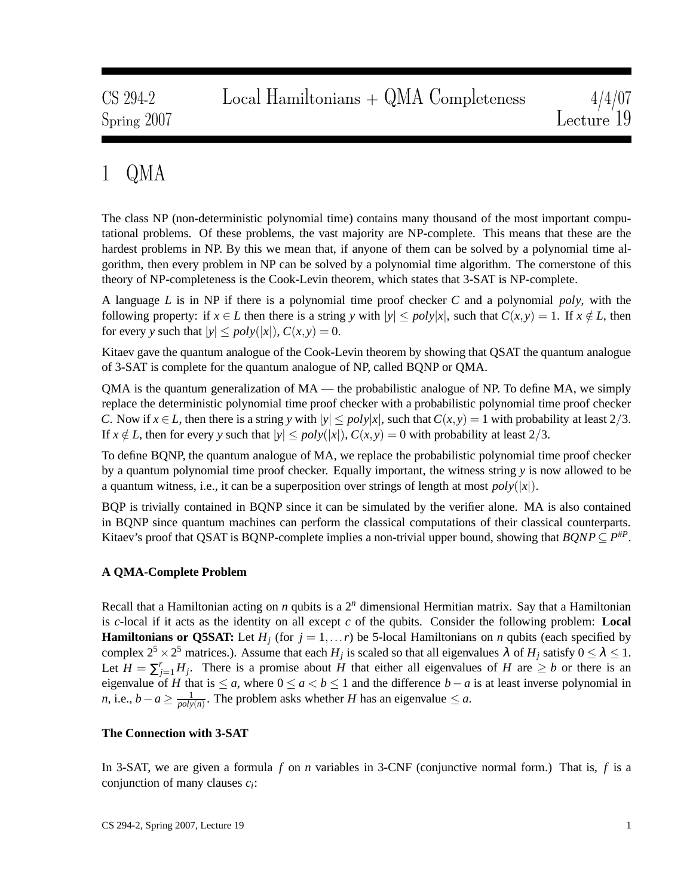CS 294-2 Local Hamiltonians + QMA Completeness 4/4/07
Spring 2007 Lecture 19

# 1 QMA

The class NP (non-deterministic polynomial time) contains many thousand of the most important computational problems. Of these problems, the vast majority are NP-complete. This means that these are the hardest problems in NP. By this we mean that, if anyone of them can be solved by a polynomial time algorithm, then every problem in NP can be solved by a polynomial time algorithm. The cornerstone of this theory of NP-completeness is the Cook-Levin theorem, which states that 3-SAT is NP-complete.

A language $L$ is in NP if there is a polynomial time proof checker $C$ and a polynomial *poly*, with the following property: if $x \in L$ then there is a string $y$ with $|y| \leq poly|x|$, such that $C(x,y) = 1$. If $x \notin L$, then for every $y$ such that $|y| \leq poly(|x|)$, $C(x,y) = 0$.

Kitaev gave the quantum analogue of the Cook-Levin theorem by showing that QSAT the quantum analogue of 3-SAT is complete for the quantum analogue of NP, called BQNP or QMA.

QMA is the quantum generalization of MA — the probabilistic analogue of NP. To define MA, we simply replace the deterministic polynomial time proof checker with a probabilistic polynomial time proof checker $C$. Now if $x \in L$, then there is a string $y$ with $|y| \leq poly|x|$, such that $C(x,y) = 1$ with probability at least $2/3$. If $x \notin L$, then for every $y$ such that $|y| \leq poly(|x|)$, $C(x,y) = 0$ with probability at least $2/3$.

To define BQNP, the quantum analogue of MA, we replace the probabilistic polynomial time proof checker by a quantum polynomial time proof checker. Equally important, the witness string $y$ is now allowed to be a quantum witness, i.e., it can be a superposition over strings of length at most $poly(|x|)$.

BQP is trivially contained in BQNP since it can be simulated by the verifier alone. MA is also contained in BQNP since quantum machines can perform the classical computations of their classical counterparts. Kitaev's proof that QSAT is BQNP-complete implies a non-trivial upper bound, showing that $BQNP \subseteq P^{\#P}$.

### A QMA-Complete Problem

Recall that a Hamiltonian acting on $n$ qubits is a $2^n$ dimensional Hermitian matrix. Say that a Hamiltonian is $c$-local if it acts as the identity on all except $c$ of the qubits. Consider the following problem: **Local Hamiltonians or Q5SAT:** Let $H_j$ (for $j = 1, \ldots r$) be 5-local Hamiltonians on $n$ qubits (each specified by complex $2^5 \times 2^5$ matrices.). Assume that each $H_j$ is scaled so that all eigenvalues $\lambda$ of $H_j$ satisfy $0 \leq \lambda \leq 1$. Let $H = \sum_{j=1}^{r} H_j$. There is a promise about $H$ that either all eigenvalues of $H$ are $\geq b$ or there is an eigenvalue of $H$ that is $\leq a$, where $0 \leq a < b \leq 1$ and the difference $b - a$ is at least inverse polynomial in $n$, i.e., $b - a \geq \frac{1}{poly(n)}$. The problem asks whether $H$ has an eigenvalue $\leq a$.

### The Connection with 3-SAT

In 3-SAT, we are given a formula $f$ on $n$ variables in 3-CNF (conjunctive normal form.) That is, $f$ is a conjunction of many clauses $c_i$: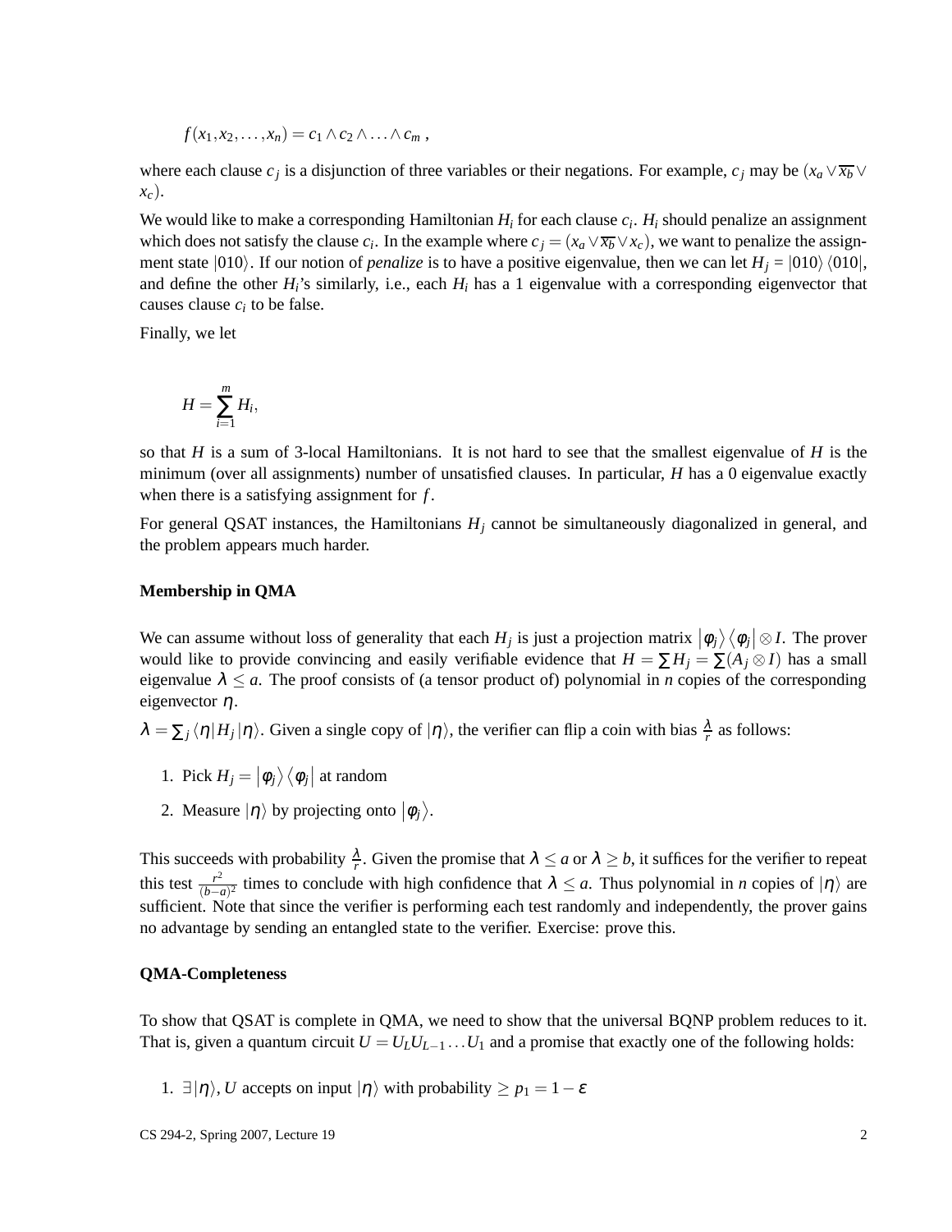$$f(x_1, x_2, \ldots, x_n) = c_1 \wedge c_2 \wedge \ldots \wedge c_m \,,$$

where each clause $c_j$ is a disjunction of three variables or their negations. For example, $c_j$ may be $(x_a \vee \overline{x_b} \vee x_c)$.

We would like to make a corresponding Hamiltonian $H_i$ for each clause $c_i$. $H_i$ should penalize an assignment which does not satisfy the clause $c_i$. In the example where $c_j = (x_a \vee \overline{x_b} \vee x_c)$, we want to penalize the assignment state $|010\rangle$. If our notion of *penalize* is to have a positive eigenvalue, then we can let $H_j = |010\rangle\langle 010|$, and define the other $H_i$'s similarly, i.e., each $H_i$ has a 1 eigenvalue with a corresponding eigenvector that causes clause $c_i$ to be false.

Finally, we let

$$H = \sum_{i=1}^{m} H_i,$$

so that $H$ is a sum of 3-local Hamiltonians. It is not hard to see that the smallest eigenvalue of $H$ is the minimum (over all assignments) number of unsatisfied clauses. In particular, $H$ has a 0 eigenvalue exactly when there is a satisfying assignment for $f$.

For general QSAT instances, the Hamiltonians $H_j$ cannot be simultaneously diagonalized in general, and the problem appears much harder.

**Membership in QMA**

We can assume without loss of generality that each $H_j$ is just a projection matrix $|\phi_j\rangle\langle\phi_j| \otimes I$. The prover would like to provide convincing and easily verifiable evidence that $H = \sum H_j = \sum (A_j \otimes I)$ has a small eigenvalue $\lambda \leq a$. The proof consists of (a tensor product of) polynomial in $n$ copies of the corresponding eigenvector $\eta$.

$\lambda = \sum_j \langle \eta | H_j | \eta \rangle$. Given a single copy of $|\eta\rangle$, the verifier can flip a coin with bias $\frac{\lambda}{r}$ as follows:

1. Pick $H_j = |\phi_j\rangle\langle\phi_j|$ at random
2. Measure $|\eta\rangle$ by projecting onto $|\phi_j\rangle$.

This succeeds with probability $\frac{\lambda}{r}$. Given the promise that $\lambda \leq a$ or $\lambda \geq b$, it suffices for the verifier to repeat this test $\frac{r^2}{(b-a)^2}$ times to conclude with high confidence that $\lambda \leq a$. Thus polynomial in $n$ copies of $|\eta\rangle$ are sufficient. Note that since the verifier is performing each test randomly and independently, the prover gains no advantage by sending an entangled state to the verifier. Exercise: prove this.

**QMA-Completeness**

To show that QSAT is complete in QMA, we need to show that the universal BQNP problem reduces to it. That is, given a quantum circuit $U = U_L U_{L-1} \ldots U_1$ and a promise that exactly one of the following holds:

1. $\exists |\eta\rangle, U$ accepts on input $|\eta\rangle$ with probability $\geq p_1 = 1 - \varepsilon$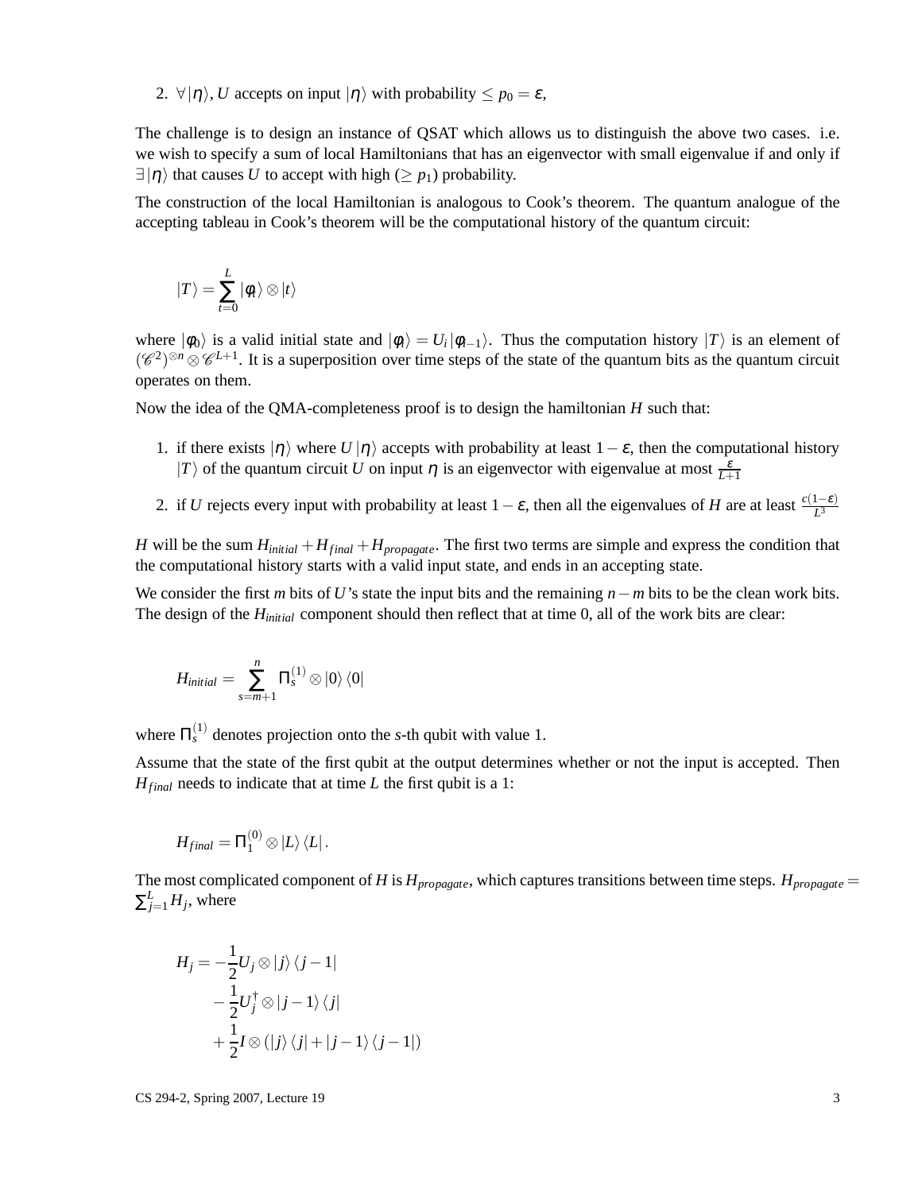2. $\forall |\eta\rangle$, $U$ accepts on input $|\eta\rangle$ with probability $\leq p_0 = \varepsilon$,

The challenge is to design an instance of QSAT which allows us to distinguish the above two cases. i.e. we wish to specify a sum of local Hamiltonians that has an eigenvector with small eigenvalue if and only if $\exists |\eta\rangle$ that causes $U$ to accept with high ($\geq p_1$) probability.

The construction of the local Hamiltonian is analogous to Cook's theorem. The quantum analogue of the accepting tableau in Cook's theorem will be the computational history of the quantum circuit:

$$|T\rangle = \sum_{t=0}^{L} |\phi_t\rangle \otimes |t\rangle$$

where $|\phi_0\rangle$ is a valid initial state and $|\phi_t\rangle = U_i |\phi_{t-1}\rangle$. Thus the computation history $|T\rangle$ is an element of $(\mathscr{C}^2)^{\otimes n} \otimes \mathscr{C}^{L+1}$. It is a superposition over time steps of the state of the quantum bits as the quantum circuit operates on them.

Now the idea of the QMA-completeness proof is to design the hamiltonian $H$ such that:

1. if there exists $|\eta\rangle$ where $U|\eta\rangle$ accepts with probability at least $1-\varepsilon$, then the computational history $|T\rangle$ of the quantum circuit $U$ on input $\eta$ is an eigenvector with eigenvalue at most $\frac{\varepsilon}{L+1}$
2. if $U$ rejects every input with probability at least $1-\varepsilon$, then all the eigenvalues of $H$ are at least $\frac{c(1-\varepsilon)}{L^3}$

$H$ will be the sum $H_{initial} + H_{final} + H_{propagate}$. The first two terms are simple and express the condition that the computational history starts with a valid input state, and ends in an accepting state.

We consider the first $m$ bits of $U$'s state the input bits and the remaining $n-m$ bits to be the clean work bits. The design of the $H_{initial}$ component should then reflect that at time 0, all of the work bits are clear:

$$H_{initial} = \sum_{s=m+1}^{n} \Pi_s^{(1)} \otimes |0\rangle\langle 0|$$

where $\Pi_s^{(1)}$ denotes projection onto the $s$-th qubit with value 1.

Assume that the state of the first qubit at the output determines whether or not the input is accepted. Then $H_{final}$ needs to indicate that at time $L$ the first qubit is a 1:

$$H_{final} = \Pi_1^{(0)} \otimes |L\rangle\langle L|.$$

The most complicated component of $H$ is $H_{propagate}$, which captures transitions between time steps. $H_{propagate} = \sum_{j=1}^{L} H_j$, where

$$\begin{aligned} H_j = &-\frac{1}{2} U_j \otimes |j\rangle\langle j-1| \\ &-\frac{1}{2} U_j^\dagger \otimes |j-1\rangle\langle j| \\ &+\frac{1}{2} I \otimes (|j\rangle\langle j| + |j-1\rangle\langle j-1|) \end{aligned}$$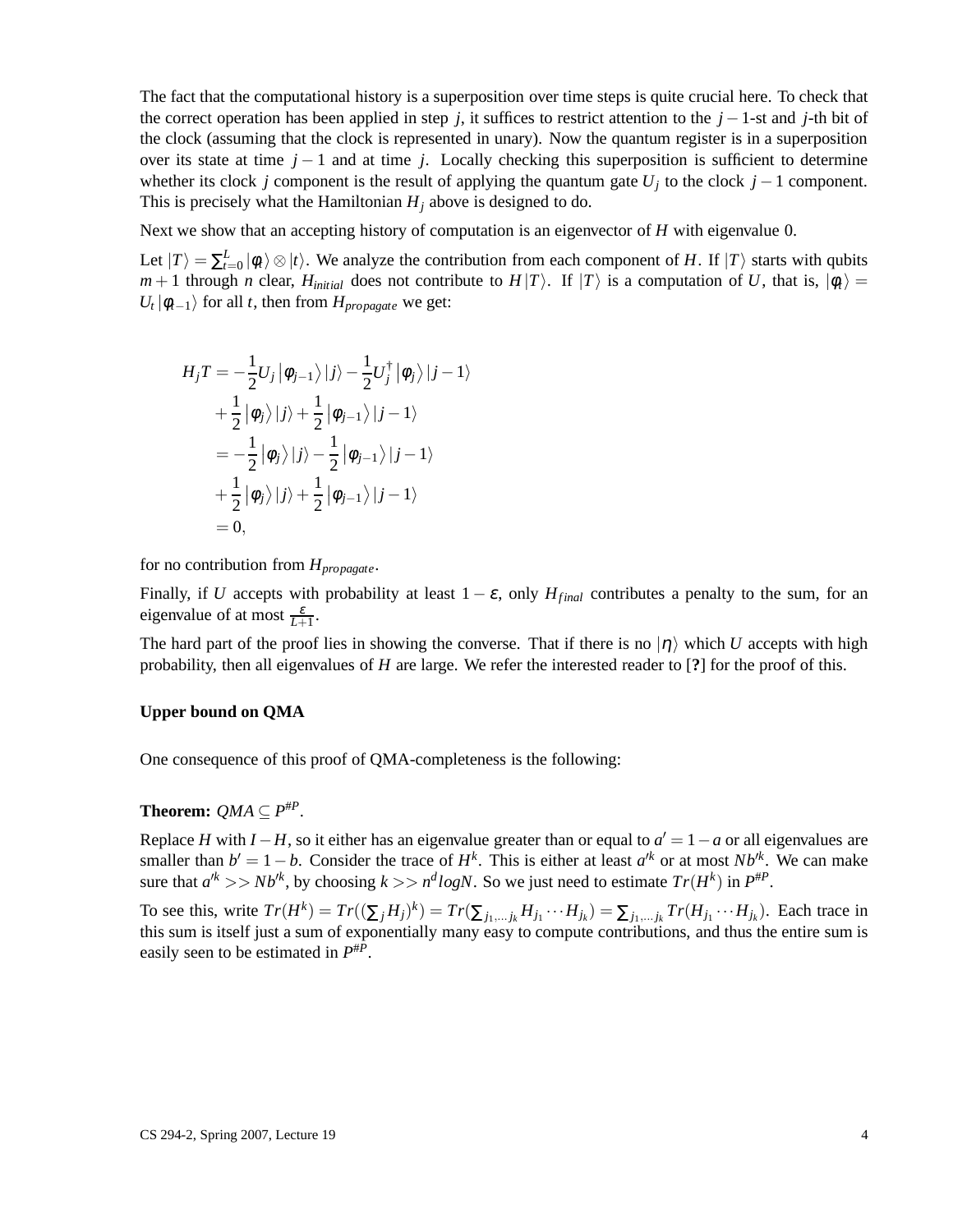The fact that the computational history is a superposition over time steps is quite crucial here. To check that the correct operation has been applied in step $j$, it suffices to restrict attention to the $j-1$-st and $j$-th bit of the clock (assuming that the clock is represented in unary). Now the quantum register is in a superposition over its state at time $j-1$ and at time $j$. Locally checking this superposition is sufficient to determine whether its clock $j$ component is the result of applying the quantum gate $U_j$ to the clock $j-1$ component. This is precisely what the Hamiltonian $H_j$ above is designed to do.

Next we show that an accepting history of computation is an eigenvector of $H$ with eigenvalue 0.

Let $|T\rangle = \sum_{t=0}^{L} |\phi_t\rangle \otimes |t\rangle$. We analyze the contribution from each component of $H$. If $|T\rangle$ starts with qubits $m+1$ through $n$ clear, $H_{initial}$ does not contribute to $H|T\rangle$. If $|T\rangle$ is a computation of $U$, that is, $|\phi_t\rangle = U_t|\phi_{t-1}\rangle$ for all $t$, then from $H_{propagate}$ we get:

$$
\begin{aligned}
H_j T &= -\frac{1}{2}U_j|\phi_{j-1}\rangle|j\rangle - \frac{1}{2}U_j^\dagger|\phi_j\rangle|j-1\rangle \\
&\quad + \frac{1}{2}|\phi_j\rangle|j\rangle + \frac{1}{2}|\phi_{j-1}\rangle|j-1\rangle \\
&= -\frac{1}{2}|\phi_j\rangle|j\rangle - \frac{1}{2}|\phi_{j-1}\rangle|j-1\rangle \\
&\quad + \frac{1}{2}|\phi_j\rangle|j\rangle + \frac{1}{2}|\phi_{j-1}\rangle|j-1\rangle \\
&= 0,
\end{aligned}
$$

for no contribution from $H_{propagate}$.

Finally, if $U$ accepts with probability at least $1-\varepsilon$, only $H_{final}$ contributes a penalty to the sum, for an eigenvalue of at most $\frac{\varepsilon}{L+1}$.

The hard part of the proof lies in showing the converse. That if there is no $|\eta\rangle$ which $U$ accepts with high probability, then all eigenvalues of $H$ are large. We refer the interested reader to [**?**] for the proof of this.

**Upper bound on QMA**

One consequence of this proof of QMA-completeness is the following:

**Theorem:** $QMA \subseteq P^{\#P}$.

Replace $H$ with $I-H$, so it either has an eigenvalue greater than or equal to $a' = 1-a$ or all eigenvalues are smaller than $b' = 1-b$. Consider the trace of $H^k$. This is either at least $a'^k$ or at most $Nb'^k$. We can make sure that $a'^k >> Nb'^k$, by choosing $k >> n^d \log N$. So we just need to estimate $Tr(H^k)$ in $P^{\#P}$.

To see this, write $Tr(H^k) = Tr((\sum_j H_j)^k) = Tr(\sum_{j_1,\ldots j_k} H_{j_1}\cdots H_{j_k}) = \sum_{j_1,\ldots j_k} Tr(H_{j_1}\cdots H_{j_k})$. Each trace in this sum is itself just a sum of exponentially many easy to compute contributions, and thus the entire sum is easily seen to be estimated in $P^{\#P}$.